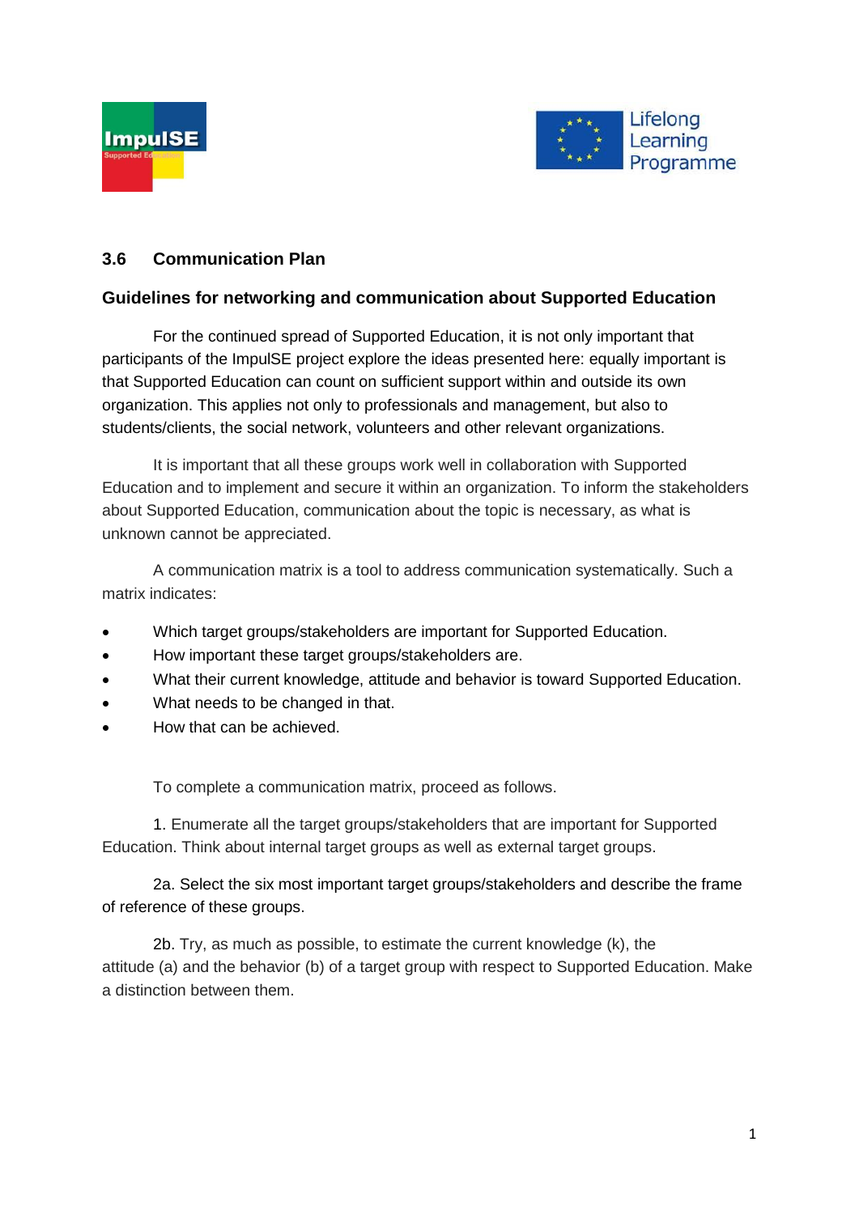## 3.6 Communication Plan

### Guidelines for networking and communication about Supported Education

For the continued spread of Supported Education, it is not only important that participants of the ImpulSE project explore the ideas presented here: equally important is that Supported Education can count on sufficient support within and outside its own organization. This applies not only to professionals and management, but also to students/clients, the social network, volunteers and other relevant organizations.

It is important that all these groups work well in collaboration with Supported Education and to implement and secure it within an organization. To inform the stakeholders about Supported Education, communication about the topic is necessary, as what is unknown cannot be appreciated.

A communication matrix is a tool to address communication systematically. Such a matrix indicates:

- Which target groups/stakeholders are important for Supported Education.
- How important these target groups/stakeholders are.
- What their current knowledge, attitude and behavior is toward Supported Education.
- What needs to be changed in that.
- How that can be achieved.

To complete a communication matrix, proceed as follows.

1. Enumerate all the target groups/stakeholders that are important for Supported Education. Think about internal target groups as well as external target groups.

2a. Select the six most important target groups/stakeholders and describe the frame of reference of these groups.

2b. Try, as much as possible, to estimate the current knowledge (k), the attitude (a) and the behavior (b) of a target group with respect to Supported Education. Make a distinction between them.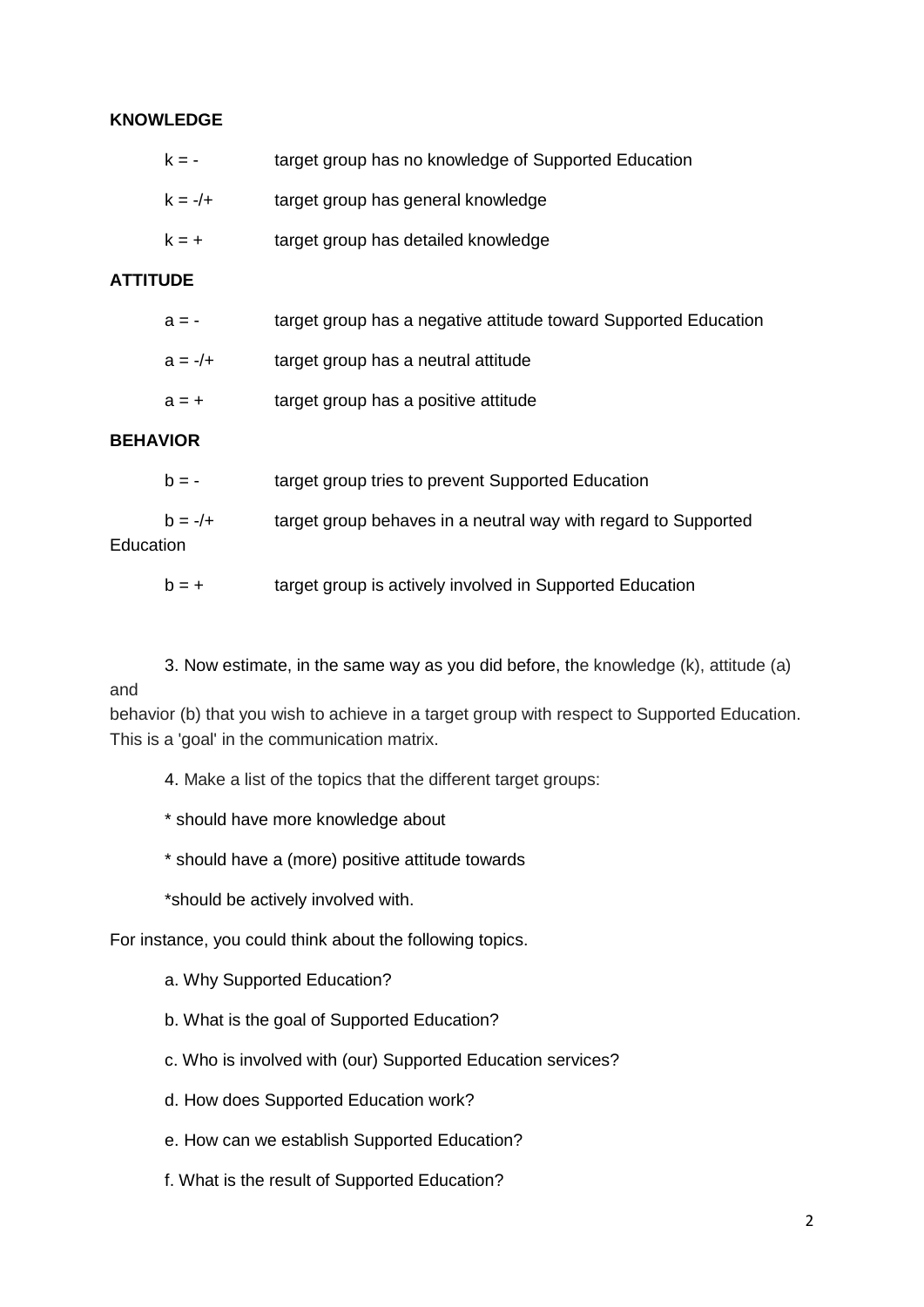**KNOWLEDGE**

k = - target group has no knowledge of Supported Education

k = -/+ target group has general knowledge

k = + target group has detailed knowledge

**ATTITUDE**

a = - target group has a negative attitude toward Supported Education

a = -/+ target group has a neutral attitude

a = + target group has a positive attitude

**BEHAVIOR**

b = - target group tries to prevent Supported Education

b = -/+ target group behaves in a neutral way with regard to Supported Education

b = + target group is actively involved in Supported Education

3. Now estimate, in the same way as you did before, the knowledge (k), attitude (a) and behavior (b) that you wish to achieve in a target group with respect to Supported Education. This is a 'goal' in the communication matrix.

4. Make a list of the topics that the different target groups:

* should have more knowledge about

* should have a (more) positive attitude towards

*should be actively involved with.

For instance, you could think about the following topics.

a. Why Supported Education?

b. What is the goal of Supported Education?

c. Who is involved with (our) Supported Education services?

d. How does Supported Education work?

e. How can we establish Supported Education?

f. What is the result of Supported Education?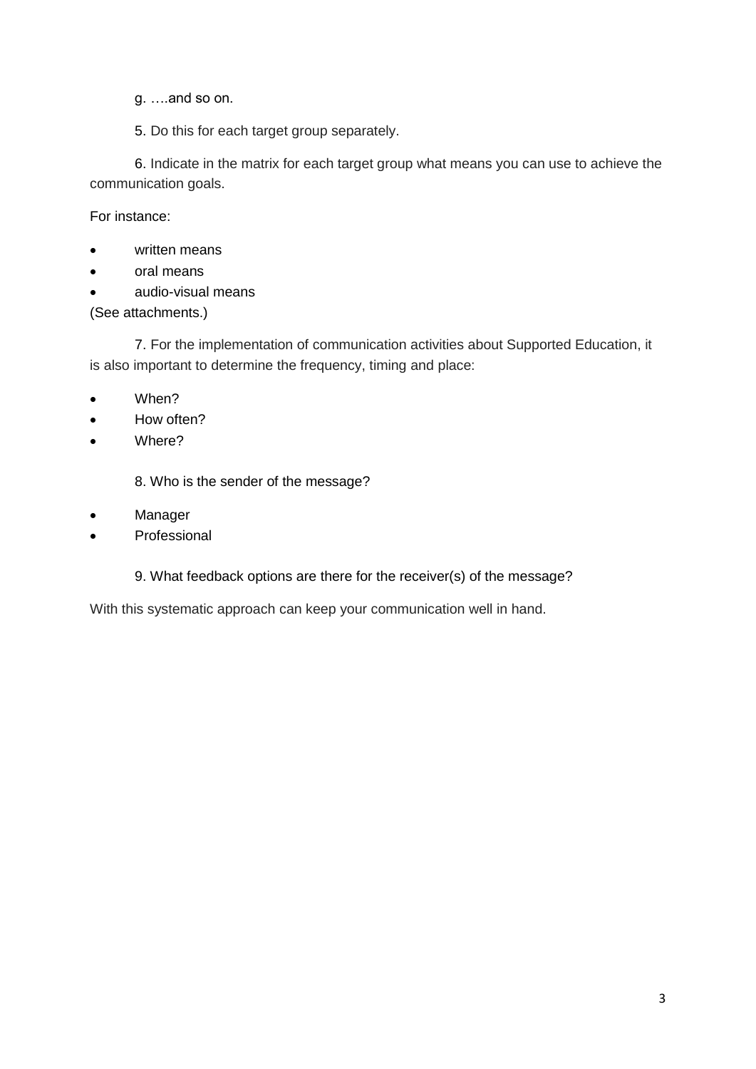g. ….and so on.

5. Do this for each target group separately.

6. Indicate in the matrix for each target group what means you can use to achieve the communication goals.

For instance:

- written means
- oral means
- audio-visual means

(See attachments.)

7. For the implementation of communication activities about Supported Education, it is also important to determine the frequency, timing and place:

- When?
- How often?
- Where?

8. Who is the sender of the message?

- Manager
- Professional

9. What feedback options are there for the receiver(s) of the message?

With this systematic approach can keep your communication well in hand.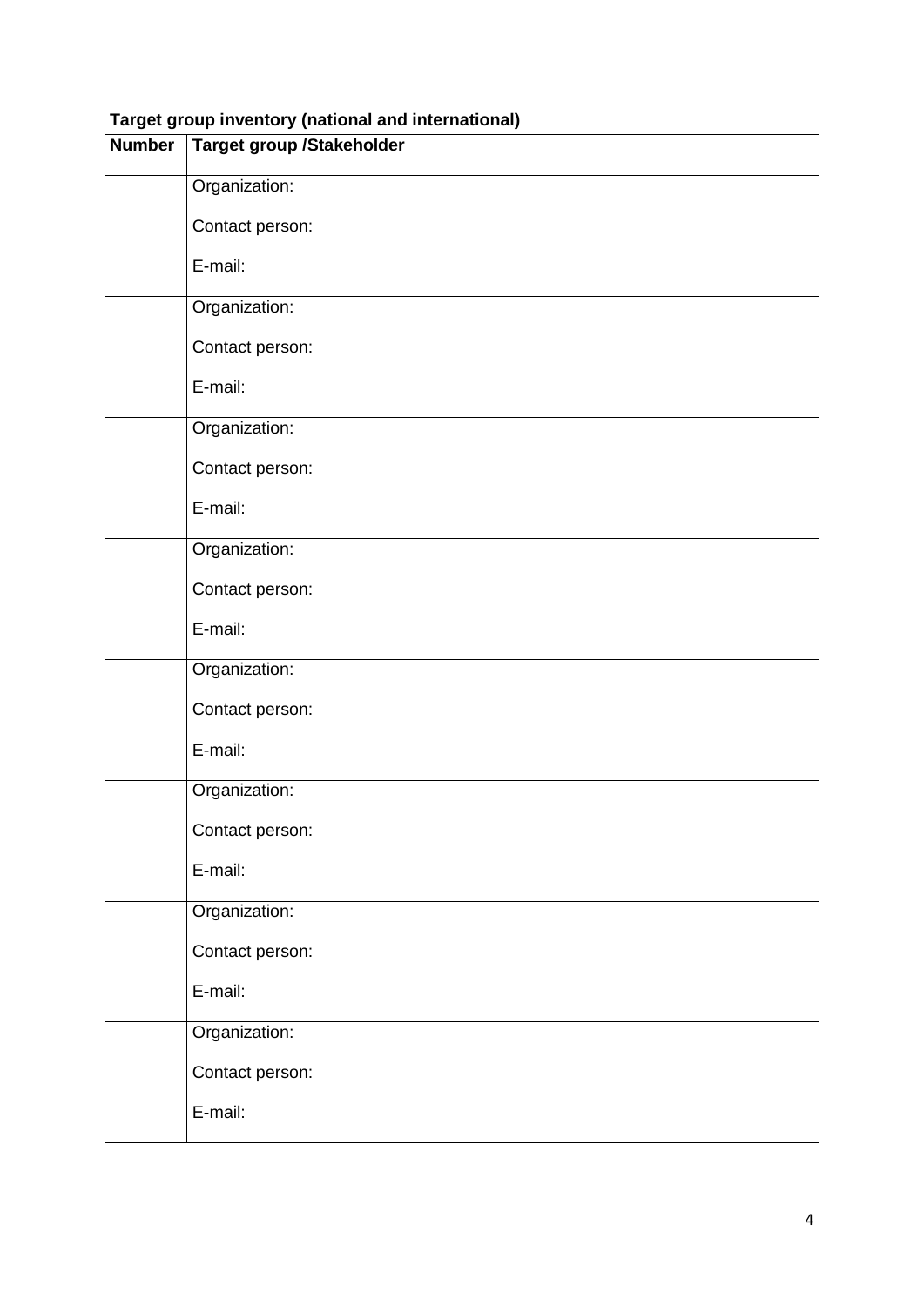**Target group inventory (national and international)**

| Number | Target group /Stakeholder |
|---|---|
| | Organization:<br><br>Contact person:<br><br>E-mail: |
| | Organization:<br><br>Contact person:<br><br>E-mail: |
| | Organization:<br><br>Contact person:<br><br>E-mail: |
| | Organization:<br><br>Contact person:<br><br>E-mail: |
| | Organization:<br><br>Contact person:<br><br>E-mail: |
| | Organization:<br><br>Contact person:<br><br>E-mail: |
| | Organization:<br><br>Contact person:<br><br>E-mail: |
| | Organization:<br><br>Contact person:<br><br>E-mail: |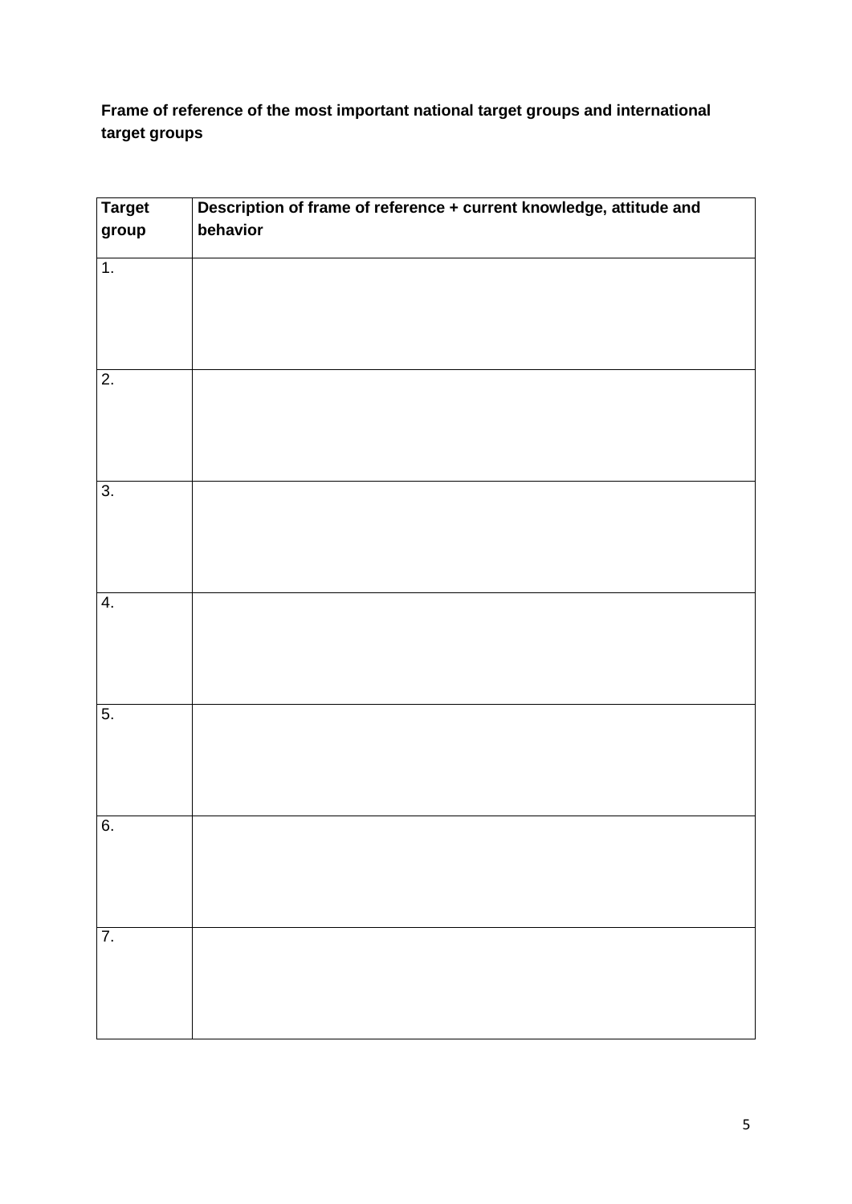**Frame of reference of the most important national target groups and international target groups**

| Target group | Description of frame of reference + current knowledge, attitude and behavior |
|---|---|
| 1. | |
| 2. | |
| 3. | |
| 4. | |
| 5. | |
| 6. | |
| 7. | |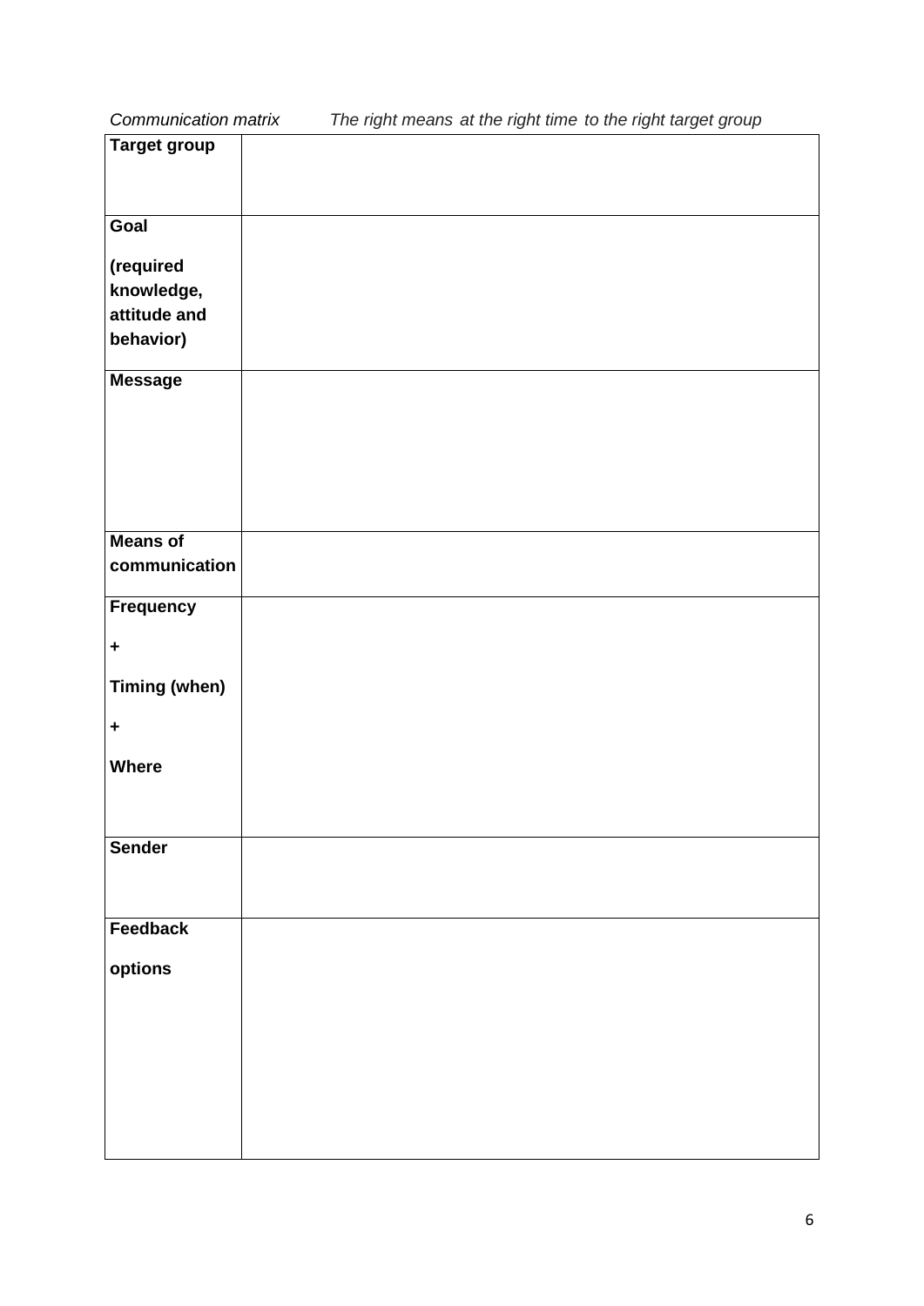*Communication matrix* *The right means at the right time to the right target group*

| | |
|---|---|
| **Target group** | |
| **Goal**<br><br>**(required knowledge, attitude and behavior)** | |
| **Message** | |
| **Means of communication** | |
| **Frequency**<br><br>**+**<br><br>**Timing (when)**<br><br>**+**<br><br>**Where** | |
| **Sender** | |
| **Feedback**<br><br>**options** | |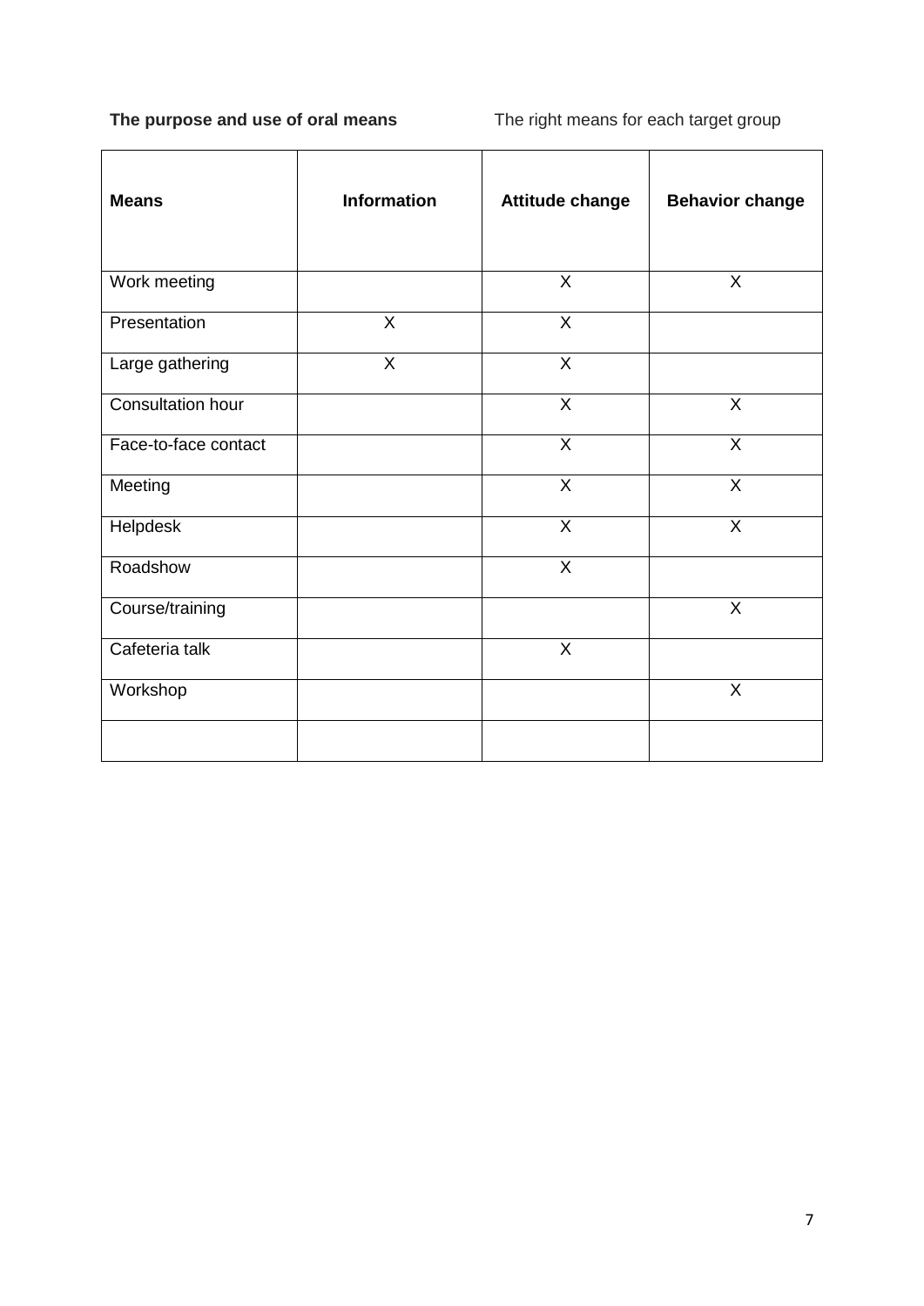**The purpose and use of oral means** The right means for each target group

| Means | Information | Attitude change | Behavior change |
|---|---|---|---|
| Work meeting | | X | X |
| Presentation | X | X | |
| Large gathering | X | X | |
| Consultation hour | | X | X |
| Face-to-face contact | | X | X |
| Meeting | | X | X |
| Helpdesk | | X | X |
| Roadshow | | X | |
| Course/training | | | X |
| Cafeteria talk | | X | |
| Workshop | | | X |
| | | | |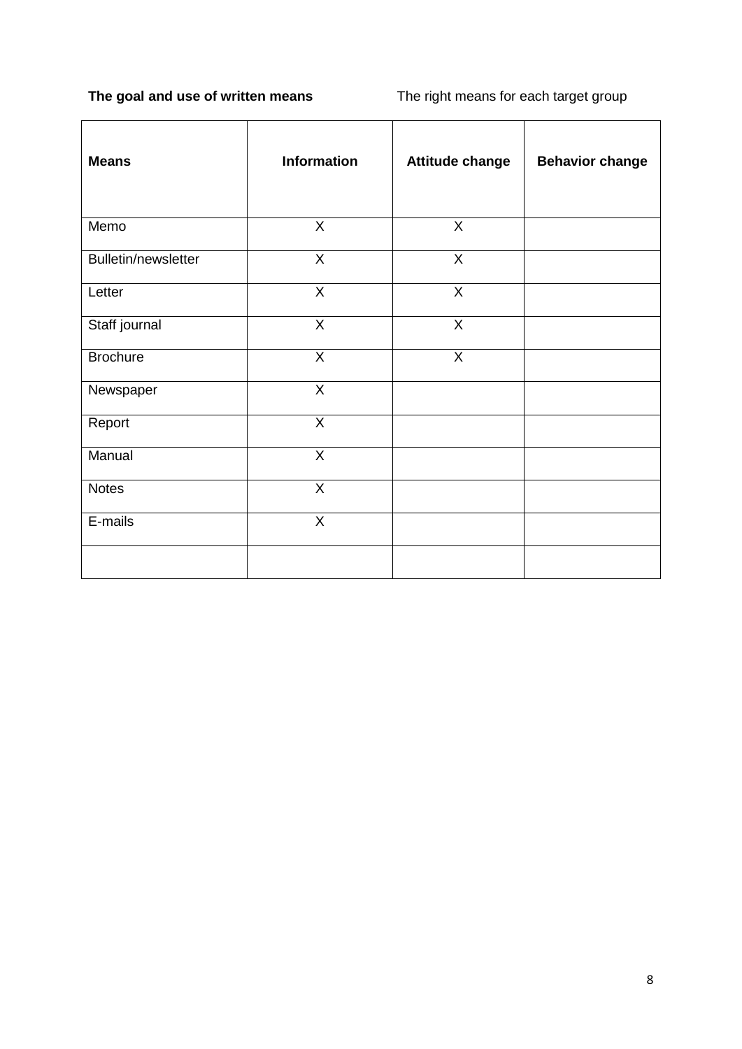**The goal and use of written means** The right means for each target group

| Means | Information | Attitude change | Behavior change |
|---|---|---|---|
| Memo | X | X | |
| Bulletin/newsletter | X | X | |
| Letter | X | X | |
| Staff journal | X | X | |
| Brochure | X | X | |
| Newspaper | X | | |
| Report | X | | |
| Manual | X | | |
| Notes | X | | |
| E-mails | X | | |
| | | | |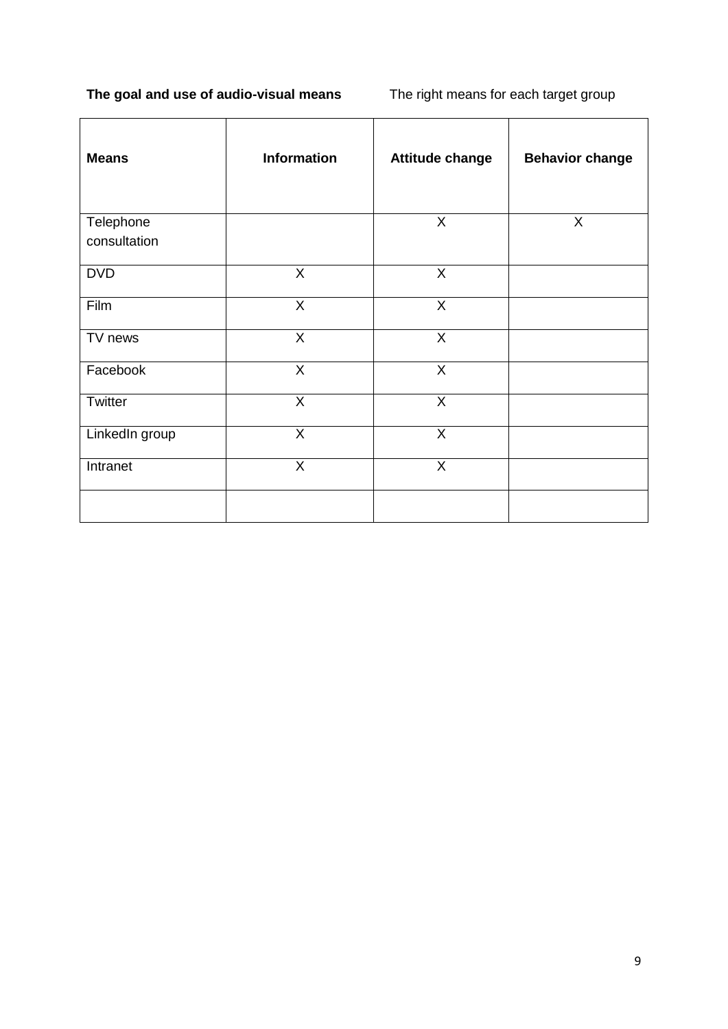**The goal and use of audio-visual means** The right means for each target group

| Means | Information | Attitude change | Behavior change |
| --- | --- | --- | --- |
| Telephone consultation | | X | X |
| DVD | X | X | |
| Film | X | X | |
| TV news | X | X | |
| Facebook | X | X | |
| Twitter | X | X | |
| LinkedIn group | X | X | |
| Intranet | X | X | |
| | | | |